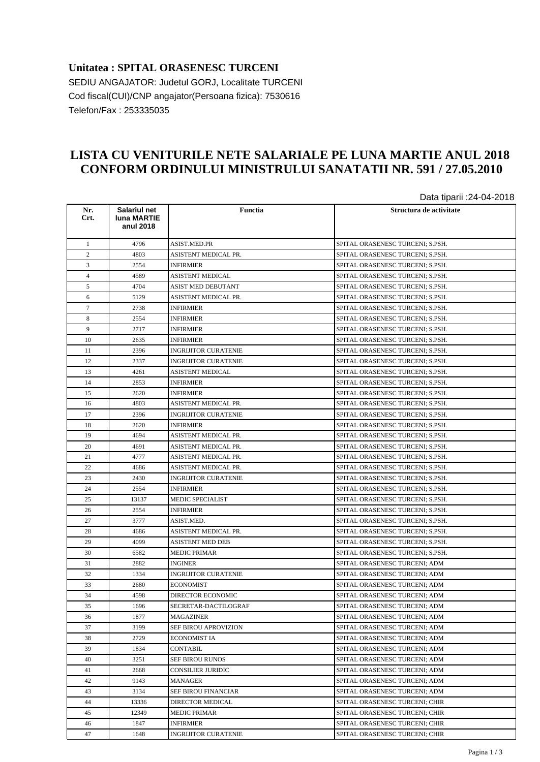**Unitatea : SPITAL ORASENESC TURCENI**

SEDIU ANGAJATOR: Judetul GORJ, Localitate TURCENI

Cod fiscal(CUI)/CNP angajator(Persoana fizica): 7530616

Telefon/Fax : 253335035

# LISTA CU VENITURILE NETE SALARIALE PE LUNA MARTIE ANUL 2018 CONFORM ORDINULUI MINISTRULUI SANATATII NR. 591 / 27.05.2010

Data tiparii :24-04-2018

| Nr. Crt. | Salariul net luna MARTIE anul 2018 | Functia | Structura de activitate |
|---|---|---|---|
| 1 | 4796 | ASIST.MED.PR | SPITAL ORASENESC TURCENI; S.PSH. |
| 2 | 4803 | ASISTENT MEDICAL PR. | SPITAL ORASENESC TURCENI; S.PSH. |
| 3 | 2554 | INFIRMIER | SPITAL ORASENESC TURCENI; S.PSH. |
| 4 | 4589 | ASISTENT MEDICAL | SPITAL ORASENESC TURCENI; S.PSH. |
| 5 | 4704 | ASIST MED DEBUTANT | SPITAL ORASENESC TURCENI; S.PSH. |
| 6 | 5129 | ASISTENT MEDICAL PR. | SPITAL ORASENESC TURCENI; S.PSH. |
| 7 | 2738 | INFIRMIER | SPITAL ORASENESC TURCENI; S.PSH. |
| 8 | 2554 | INFIRMIER | SPITAL ORASENESC TURCENI; S.PSH. |
| 9 | 2717 | INFIRMIER | SPITAL ORASENESC TURCENI; S.PSH. |
| 10 | 2635 | INFIRMIER | SPITAL ORASENESC TURCENI; S.PSH. |
| 11 | 2396 | INGRIJITOR CURATENIE | SPITAL ORASENESC TURCENI; S.PSH. |
| 12 | 2337 | INGRIJITOR CURATENIE | SPITAL ORASENESC TURCENI; S.PSH. |
| 13 | 4261 | ASISTENT MEDICAL | SPITAL ORASENESC TURCENI; S.PSH. |
| 14 | 2853 | INFIRMIER | SPITAL ORASENESC TURCENI; S.PSH. |
| 15 | 2620 | INFIRMIER | SPITAL ORASENESC TURCENI; S.PSH. |
| 16 | 4803 | ASISTENT MEDICAL PR. | SPITAL ORASENESC TURCENI; S.PSH. |
| 17 | 2396 | INGRIJITOR CURATENIE | SPITAL ORASENESC TURCENI; S.PSH. |
| 18 | 2620 | INFIRMIER | SPITAL ORASENESC TURCENI; S.PSH. |
| 19 | 4694 | ASISTENT MEDICAL PR. | SPITAL ORASENESC TURCENI; S.PSH. |
| 20 | 4691 | ASISTENT MEDICAL PR. | SPITAL ORASENESC TURCENI; S.PSH. |
| 21 | 4777 | ASISTENT MEDICAL PR. | SPITAL ORASENESC TURCENI; S.PSH. |
| 22 | 4686 | ASISTENT MEDICAL PR. | SPITAL ORASENESC TURCENI; S.PSH. |
| 23 | 2430 | INGRIJITOR CURATENIE | SPITAL ORASENESC TURCENI; S.PSH. |
| 24 | 2554 | INFIRMIER | SPITAL ORASENESC TURCENI; S.PSH. |
| 25 | 13137 | MEDIC SPECIALIST | SPITAL ORASENESC TURCENI; S.PSH. |
| 26 | 2554 | INFIRMIER | SPITAL ORASENESC TURCENI; S.PSH. |
| 27 | 3777 | ASIST.MED. | SPITAL ORASENESC TURCENI; S.PSH. |
| 28 | 4686 | ASISTENT MEDICAL PR. | SPITAL ORASENESC TURCENI; S.PSH. |
| 29 | 4099 | ASISTENT MED DEB | SPITAL ORASENESC TURCENI; S.PSH. |
| 30 | 6582 | MEDIC PRIMAR | SPITAL ORASENESC TURCENI; S.PSH. |
| 31 | 2882 | INGINER | SPITAL ORASENESC TURCENI; ADM |
| 32 | 1334 | INGRIJITOR CURATENIE | SPITAL ORASENESC TURCENI; ADM |
| 33 | 2680 | ECONOMIST | SPITAL ORASENESC TURCENI; ADM |
| 34 | 4598 | DIRECTOR ECONOMIC | SPITAL ORASENESC TURCENI; ADM |
| 35 | 1696 | SECRETAR-DACTILOGRAF | SPITAL ORASENESC TURCENI; ADM |
| 36 | 1877 | MAGAZINER | SPITAL ORASENESC TURCENI; ADM |
| 37 | 3199 | SEF BIROU APROVIZION | SPITAL ORASENESC TURCENI; ADM |
| 38 | 2729 | ECONOMIST IA | SPITAL ORASENESC TURCENI; ADM |
| 39 | 1834 | CONTABIL | SPITAL ORASENESC TURCENI; ADM |
| 40 | 3251 | SEF BIROU RUNOS | SPITAL ORASENESC TURCENI; ADM |
| 41 | 2668 | CONSILIER JURIDIC | SPITAL ORASENESC TURCENI; ADM |
| 42 | 9143 | MANAGER | SPITAL ORASENESC TURCENI; ADM |
| 43 | 3134 | SEF BIROU FINANCIAR | SPITAL ORASENESC TURCENI; ADM |
| 44 | 13336 | DIRECTOR MEDICAL | SPITAL ORASENESC TURCENI; CHIR |
| 45 | 12349 | MEDIC PRIMAR | SPITAL ORASENESC TURCENI; CHIR |
| 46 | 1847 | INFIRMIER | SPITAL ORASENESC TURCENI; CHIR |
| 47 | 1648 | INGRIJITOR CURATENIE | SPITAL ORASENESC TURCENI; CHIR |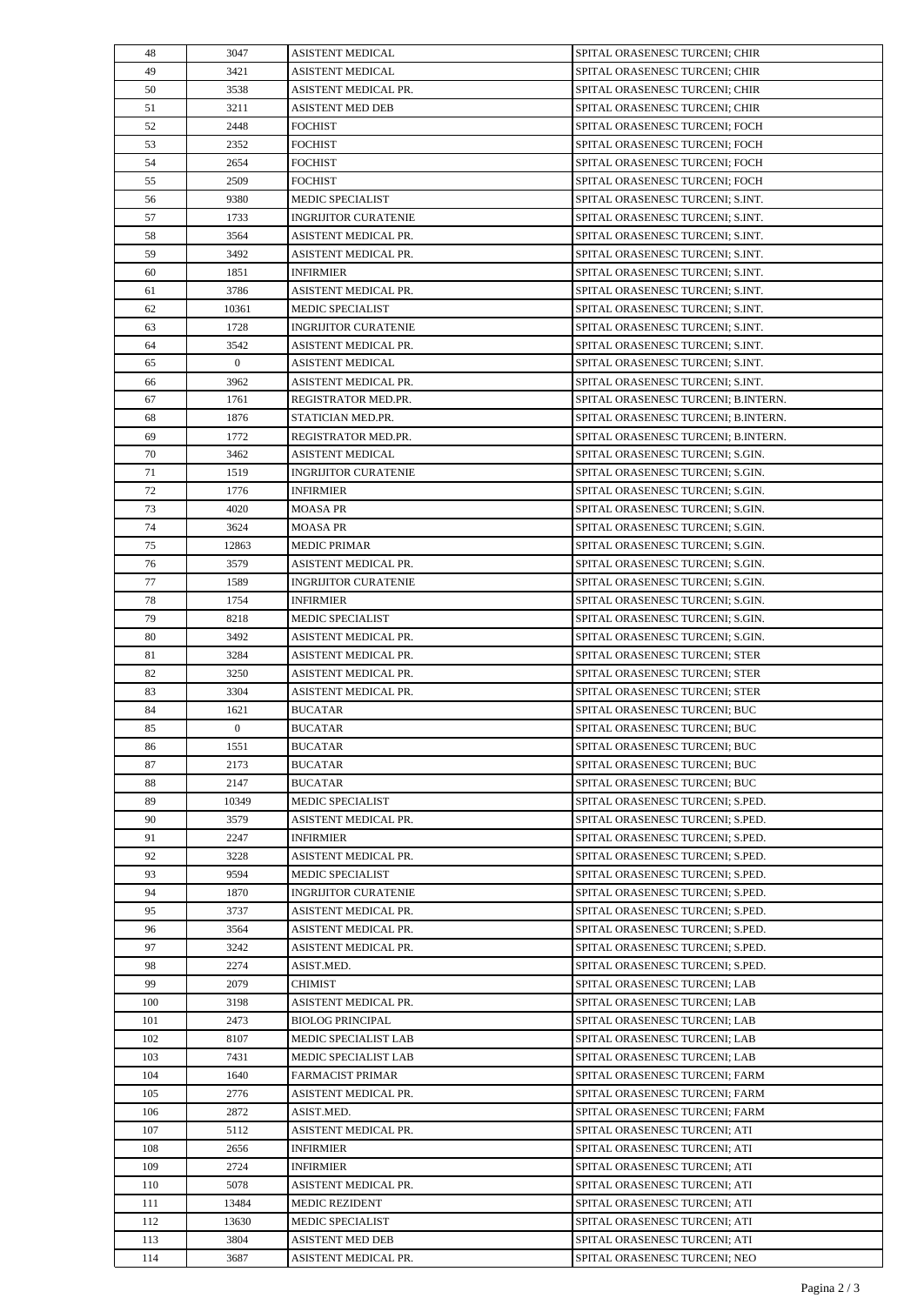| | | | |
|---|---|---|---|
| 48 | 3047 | ASISTENT MEDICAL | SPITAL ORASENESC TURCENI; CHIR |
| 49 | 3421 | ASISTENT MEDICAL | SPITAL ORASENESC TURCENI; CHIR |
| 50 | 3538 | ASISTENT MEDICAL PR. | SPITAL ORASENESC TURCENI; CHIR |
| 51 | 3211 | ASISTENT MED DEB | SPITAL ORASENESC TURCENI; CHIR |
| 52 | 2448 | FOCHIST | SPITAL ORASENESC TURCENI; FOCH |
| 53 | 2352 | FOCHIST | SPITAL ORASENESC TURCENI; FOCH |
| 54 | 2654 | FOCHIST | SPITAL ORASENESC TURCENI; FOCH |
| 55 | 2509 | FOCHIST | SPITAL ORASENESC TURCENI; FOCH |
| 56 | 9380 | MEDIC SPECIALIST | SPITAL ORASENESC TURCENI; S.INT. |
| 57 | 1733 | INGRIJITOR CURATENIE | SPITAL ORASENESC TURCENI; S.INT. |
| 58 | 3564 | ASISTENT MEDICAL PR. | SPITAL ORASENESC TURCENI; S.INT. |
| 59 | 3492 | ASISTENT MEDICAL PR. | SPITAL ORASENESC TURCENI; S.INT. |
| 60 | 1851 | INFIRMIER | SPITAL ORASENESC TURCENI; S.INT. |
| 61 | 3786 | ASISTENT MEDICAL PR. | SPITAL ORASENESC TURCENI; S.INT. |
| 62 | 10361 | MEDIC SPECIALIST | SPITAL ORASENESC TURCENI; S.INT. |
| 63 | 1728 | INGRIJITOR CURATENIE | SPITAL ORASENESC TURCENI; S.INT. |
| 64 | 3542 | ASISTENT MEDICAL PR. | SPITAL ORASENESC TURCENI; S.INT. |
| 65 | 0 | ASISTENT MEDICAL | SPITAL ORASENESC TURCENI; S.INT. |
| 66 | 3962 | ASISTENT MEDICAL PR. | SPITAL ORASENESC TURCENI; S.INT. |
| 67 | 1761 | REGISTRATOR MED.PR. | SPITAL ORASENESC TURCENI; B.INTERN. |
| 68 | 1876 | STATICIAN MED.PR. | SPITAL ORASENESC TURCENI; B.INTERN. |
| 69 | 1772 | REGISTRATOR MED.PR. | SPITAL ORASENESC TURCENI; B.INTERN. |
| 70 | 3462 | ASISTENT MEDICAL | SPITAL ORASENESC TURCENI; S.GIN. |
| 71 | 1519 | INGRIJITOR CURATENIE | SPITAL ORASENESC TURCENI; S.GIN. |
| 72 | 1776 | INFIRMIER | SPITAL ORASENESC TURCENI; S.GIN. |
| 73 | 4020 | MOASA PR | SPITAL ORASENESC TURCENI; S.GIN. |
| 74 | 3624 | MOASA PR | SPITAL ORASENESC TURCENI; S.GIN. |
| 75 | 12863 | MEDIC PRIMAR | SPITAL ORASENESC TURCENI; S.GIN. |
| 76 | 3579 | ASISTENT MEDICAL PR. | SPITAL ORASENESC TURCENI; S.GIN. |
| 77 | 1589 | INGRIJITOR CURATENIE | SPITAL ORASENESC TURCENI; S.GIN. |
| 78 | 1754 | INFIRMIER | SPITAL ORASENESC TURCENI; S.GIN. |
| 79 | 8218 | MEDIC SPECIALIST | SPITAL ORASENESC TURCENI; S.GIN. |
| 80 | 3492 | ASISTENT MEDICAL PR. | SPITAL ORASENESC TURCENI; S.GIN. |
| 81 | 3284 | ASISTENT MEDICAL PR. | SPITAL ORASENESC TURCENI; STER |
| 82 | 3250 | ASISTENT MEDICAL PR. | SPITAL ORASENESC TURCENI; STER |
| 83 | 3304 | ASISTENT MEDICAL PR. | SPITAL ORASENESC TURCENI; STER |
| 84 | 1621 | BUCATAR | SPITAL ORASENESC TURCENI; BUC |
| 85 | 0 | BUCATAR | SPITAL ORASENESC TURCENI; BUC |
| 86 | 1551 | BUCATAR | SPITAL ORASENESC TURCENI; BUC |
| 87 | 2173 | BUCATAR | SPITAL ORASENESC TURCENI; BUC |
| 88 | 2147 | BUCATAR | SPITAL ORASENESC TURCENI; BUC |
| 89 | 10349 | MEDIC SPECIALIST | SPITAL ORASENESC TURCENI; S.PED. |
| 90 | 3579 | ASISTENT MEDICAL PR. | SPITAL ORASENESC TURCENI; S.PED. |
| 91 | 2247 | INFIRMIER | SPITAL ORASENESC TURCENI; S.PED. |
| 92 | 3228 | ASISTENT MEDICAL PR. | SPITAL ORASENESC TURCENI; S.PED. |
| 93 | 9594 | MEDIC SPECIALIST | SPITAL ORASENESC TURCENI; S.PED. |
| 94 | 1870 | INGRIJITOR CURATENIE | SPITAL ORASENESC TURCENI; S.PED. |
| 95 | 3737 | ASISTENT MEDICAL PR. | SPITAL ORASENESC TURCENI; S.PED. |
| 96 | 3564 | ASISTENT MEDICAL PR. | SPITAL ORASENESC TURCENI; S.PED. |
| 97 | 3242 | ASISTENT MEDICAL PR. | SPITAL ORASENESC TURCENI; S.PED. |
| 98 | 2274 | ASIST.MED. | SPITAL ORASENESC TURCENI; S.PED. |
| 99 | 2079 | CHIMIST | SPITAL ORASENESC TURCENI; LAB |
| 100 | 3198 | ASISTENT MEDICAL PR. | SPITAL ORASENESC TURCENI; LAB |
| 101 | 2473 | BIOLOG PRINCIPAL | SPITAL ORASENESC TURCENI; LAB |
| 102 | 8107 | MEDIC SPECIALIST LAB | SPITAL ORASENESC TURCENI; LAB |
| 103 | 7431 | MEDIC SPECIALIST LAB | SPITAL ORASENESC TURCENI; LAB |
| 104 | 1640 | FARMACIST PRIMAR | SPITAL ORASENESC TURCENI; FARM |
| 105 | 2776 | ASISTENT MEDICAL PR. | SPITAL ORASENESC TURCENI; FARM |
| 106 | 2872 | ASIST.MED. | SPITAL ORASENESC TURCENI; FARM |
| 107 | 5112 | ASISTENT MEDICAL PR. | SPITAL ORASENESC TURCENI; ATI |
| 108 | 2656 | INFIRMIER | SPITAL ORASENESC TURCENI; ATI |
| 109 | 2724 | INFIRMIER | SPITAL ORASENESC TURCENI; ATI |
| 110 | 5078 | ASISTENT MEDICAL PR. | SPITAL ORASENESC TURCENI; ATI |
| 111 | 13484 | MEDIC REZIDENT | SPITAL ORASENESC TURCENI; ATI |
| 112 | 13630 | MEDIC SPECIALIST | SPITAL ORASENESC TURCENI; ATI |
| 113 | 3804 | ASISTENT MED DEB | SPITAL ORASENESC TURCENI; ATI |
| 114 | 3687 | ASISTENT MEDICAL PR. | SPITAL ORASENESC TURCENI; NEO |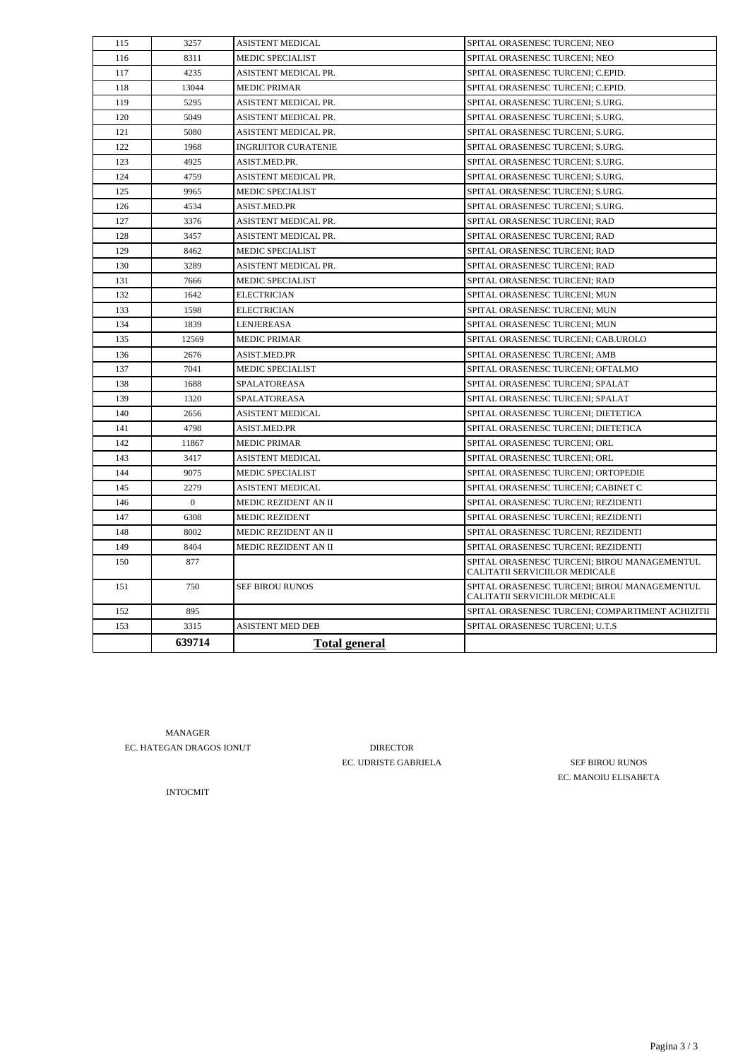| | | | |
|---|---|---|---|
| 115 | 3257 | ASISTENT MEDICAL | SPITAL ORASENESC TURCENI; NEO |
| 116 | 8311 | MEDIC SPECIALIST | SPITAL ORASENESC TURCENI; NEO |
| 117 | 4235 | ASISTENT MEDICAL PR. | SPITAL ORASENESC TURCENI; C.EPID. |
| 118 | 13044 | MEDIC PRIMAR | SPITAL ORASENESC TURCENI; C.EPID. |
| 119 | 5295 | ASISTENT MEDICAL PR. | SPITAL ORASENESC TURCENI; S.URG. |
| 120 | 5049 | ASISTENT MEDICAL PR. | SPITAL ORASENESC TURCENI; S.URG. |
| 121 | 5080 | ASISTENT MEDICAL PR. | SPITAL ORASENESC TURCENI; S.URG. |
| 122 | 1968 | INGRIJITOR CURATENIE | SPITAL ORASENESC TURCENI; S.URG. |
| 123 | 4925 | ASIST.MED.PR. | SPITAL ORASENESC TURCENI; S.URG. |
| 124 | 4759 | ASISTENT MEDICAL PR. | SPITAL ORASENESC TURCENI; S.URG. |
| 125 | 9965 | MEDIC SPECIALIST | SPITAL ORASENESC TURCENI; S.URG. |
| 126 | 4534 | ASIST.MED.PR | SPITAL ORASENESC TURCENI; S.URG. |
| 127 | 3376 | ASISTENT MEDICAL PR. | SPITAL ORASENESC TURCENI; RAD |
| 128 | 3457 | ASISTENT MEDICAL PR. | SPITAL ORASENESC TURCENI; RAD |
| 129 | 8462 | MEDIC SPECIALIST | SPITAL ORASENESC TURCENI; RAD |
| 130 | 3289 | ASISTENT MEDICAL PR. | SPITAL ORASENESC TURCENI; RAD |
| 131 | 7666 | MEDIC SPECIALIST | SPITAL ORASENESC TURCENI; RAD |
| 132 | 1642 | ELECTRICIAN | SPITAL ORASENESC TURCENI; MUN |
| 133 | 1598 | ELECTRICIAN | SPITAL ORASENESC TURCENI; MUN |
| 134 | 1839 | LENJEREASA | SPITAL ORASENESC TURCENI; MUN |
| 135 | 12569 | MEDIC PRIMAR | SPITAL ORASENESC TURCENI; CAB.UROLO |
| 136 | 2676 | ASIST.MED.PR | SPITAL ORASENESC TURCENI; AMB |
| 137 | 7041 | MEDIC SPECIALIST | SPITAL ORASENESC TURCENI; OFTALMO |
| 138 | 1688 | SPALATOREASA | SPITAL ORASENESC TURCENI; SPALAT |
| 139 | 1320 | SPALATOREASA | SPITAL ORASENESC TURCENI; SPALAT |
| 140 | 2656 | ASISTENT MEDICAL | SPITAL ORASENESC TURCENI; DIETETICA |
| 141 | 4798 | ASIST.MED.PR | SPITAL ORASENESC TURCENI; DIETETICA |
| 142 | 11867 | MEDIC PRIMAR | SPITAL ORASENESC TURCENI; ORL |
| 143 | 3417 | ASISTENT MEDICAL | SPITAL ORASENESC TURCENI; ORL |
| 144 | 9075 | MEDIC SPECIALIST | SPITAL ORASENESC TURCENI; ORTOPEDIE |
| 145 | 2279 | ASISTENT MEDICAL | SPITAL ORASENESC TURCENI; CABINET C |
| 146 | 0 | MEDIC REZIDENT AN II | SPITAL ORASENESC TURCENI; REZIDENTI |
| 147 | 6308 | MEDIC REZIDENT | SPITAL ORASENESC TURCENI; REZIDENTI |
| 148 | 8002 | MEDIC REZIDENT AN II | SPITAL ORASENESC TURCENI; REZIDENTI |
| 149 | 8404 | MEDIC REZIDENT AN II | SPITAL ORASENESC TURCENI; REZIDENTI |
| 150 | 877 | | SPITAL ORASENESC TURCENI; BIROU MANAGEMENTUL CALITATII SERVICIILOR MEDICALE |
| 151 | 750 | SEF BIROU RUNOS | SPITAL ORASENESC TURCENI; BIROU MANAGEMENTUL CALITATII SERVICIILOR MEDICALE |
| 152 | 895 | | SPITAL ORASENESC TURCENI; COMPARTIMENT ACHIZITII |
| 153 | 3315 | ASISTENT MED DEB | SPITAL ORASENESC TURCENI; U.T.S |
| | **639714** | **Total general** | |

MANAGER
EC. HATEGAN DRAGOS IONUT

DIRECTOR
EC. UDRISTE GABRIELA

SEF BIROU RUNOS
EC. MANOIU ELISABETA

INTOCMIT